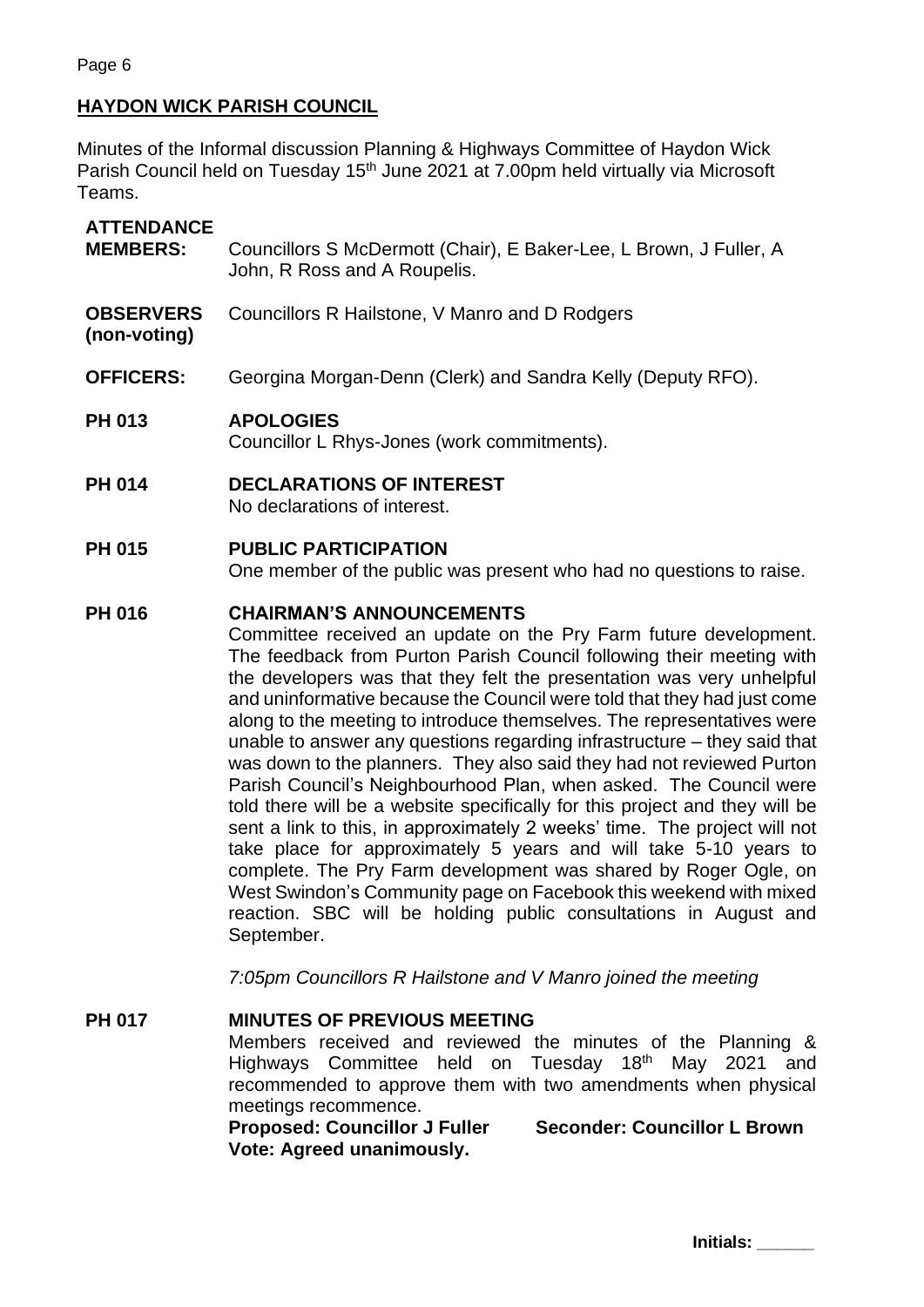## HAYDON WICK PARISH COUNCIL

Minutes of the Informal discussion Planning & Highways Committee of Haydon Wick Parish Council held on Tuesday 15th June 2021 at 7.00pm held virtually via Microsoft Teams.

**ATTENDANCE**

**MEMBERS:** Councillors S McDermott (Chair), E Baker-Lee, L Brown, J Fuller, A John, R Ross and A Roupelis.

**OBSERVERS (non-voting)** Councillors R Hailstone, V Manro and D Rodgers

**OFFICERS:** Georgina Morgan-Denn (Clerk) and Sandra Kelly (Deputy RFO).

**PH 013 APOLOGIES**

Councillor L Rhys-Jones (work commitments).

**PH 014 DECLARATIONS OF INTEREST**

No declarations of interest.

**PH 015 PUBLIC PARTICIPATION**

One member of the public was present who had no questions to raise.

**PH 016 CHAIRMAN'S ANNOUNCEMENTS**

Committee received an update on the Pry Farm future development. The feedback from Purton Parish Council following their meeting with the developers was that they felt the presentation was very unhelpful and uninformative because the Council were told that they had just come along to the meeting to introduce themselves. The representatives were unable to answer any questions regarding infrastructure – they said that was down to the planners. They also said they had not reviewed Purton Parish Council's Neighbourhood Plan, when asked. The Council were told there will be a website specifically for this project and they will be sent a link to this, in approximately 2 weeks' time. The project will not take place for approximately 5 years and will take 5-10 years to complete. The Pry Farm development was shared by Roger Ogle, on West Swindon's Community page on Facebook this weekend with mixed reaction. SBC will be holding public consultations in August and September.

*7:05pm Councillors R Hailstone and V Manro joined the meeting*

**PH 017 MINUTES OF PREVIOUS MEETING**

Members received and reviewed the minutes of the Planning & Highways Committee held on Tuesday 18th May 2021 and recommended to approve them with two amendments when physical meetings recommence.

**Proposed: Councillor J Fuller** **Seconder: Councillor L Brown**

**Vote: Agreed unanimously.**

Initials: ______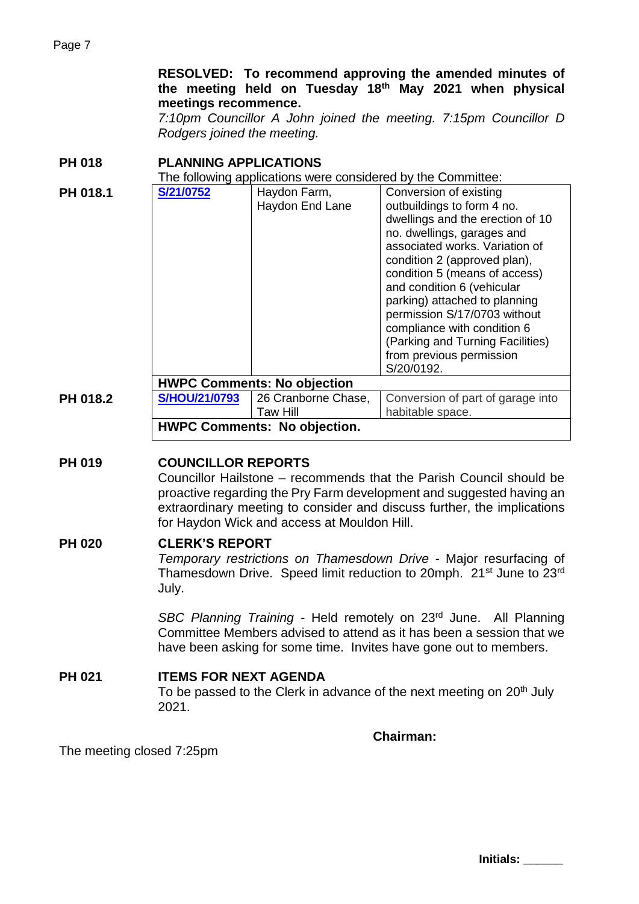**RESOLVED: To recommend approving the amended minutes of the meeting held on Tuesday 18th May 2021 when physical meetings recommence.**

*7:10pm Councillor A John joined the meeting. 7:15pm Councillor D Rodgers joined the meeting.*

**PH 018 PLANNING APPLICATIONS**

The following applications were considered by the Committee:

| | | | |
|---|---|---|---|
| **PH 018.1** | **[S/21/0752](S/21/0752)** | Haydon Farm, Haydon End Lane | Conversion of existing outbuildings to form 4 no. dwellings and the erection of 10 no. dwellings, garages and associated works. Variation of condition 2 (approved plan), condition 5 (means of access) and condition 6 (vehicular parking) attached to planning permission S/17/0703 without compliance with condition 6 (Parking and Turning Facilities) from previous permission S/20/0192. |
| | **HWPC Comments: No objection** | | |
| **PH 018.2** | **[S/HOU/21/0793](S/HOU/21/0793)** | 26 Cranborne Chase, Taw Hill | Conversion of part of garage into habitable space. |
| | **HWPC Comments: No objection.** | | |

**PH 019 COUNCILLOR REPORTS**

Councillor Hailstone – recommends that the Parish Council should be proactive regarding the Pry Farm development and suggested having an extraordinary meeting to consider and discuss further, the implications for Haydon Wick and access at Mouldon Hill.

**PH 020 CLERK'S REPORT**

*Temporary restrictions on Thamesdown Drive* - Major resurfacing of Thamesdown Drive. Speed limit reduction to 20mph. 21st June to 23rd July.

*SBC Planning Training* - Held remotely on 23rd June. All Planning Committee Members advised to attend as it has been a session that we have been asking for some time. Invites have gone out to members.

**PH 021 ITEMS FOR NEXT AGENDA**

To be passed to the Clerk in advance of the next meeting on 20th July 2021.

**Chairman:**

The meeting closed 7:25pm

**Initials:** ______